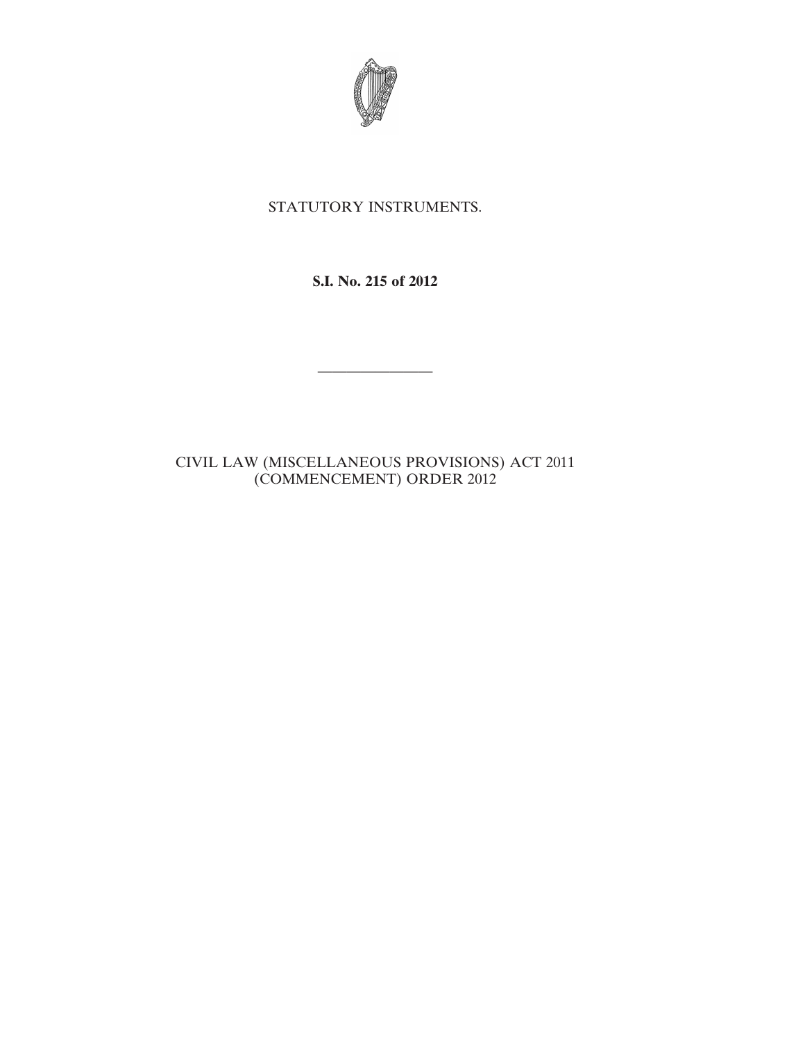STATUTORY INSTRUMENTS.

**S.I. No. 215 of 2012**

---

CIVIL LAW (MISCELLANEOUS PROVISIONS) ACT 2011 (COMMENCEMENT) ORDER 2012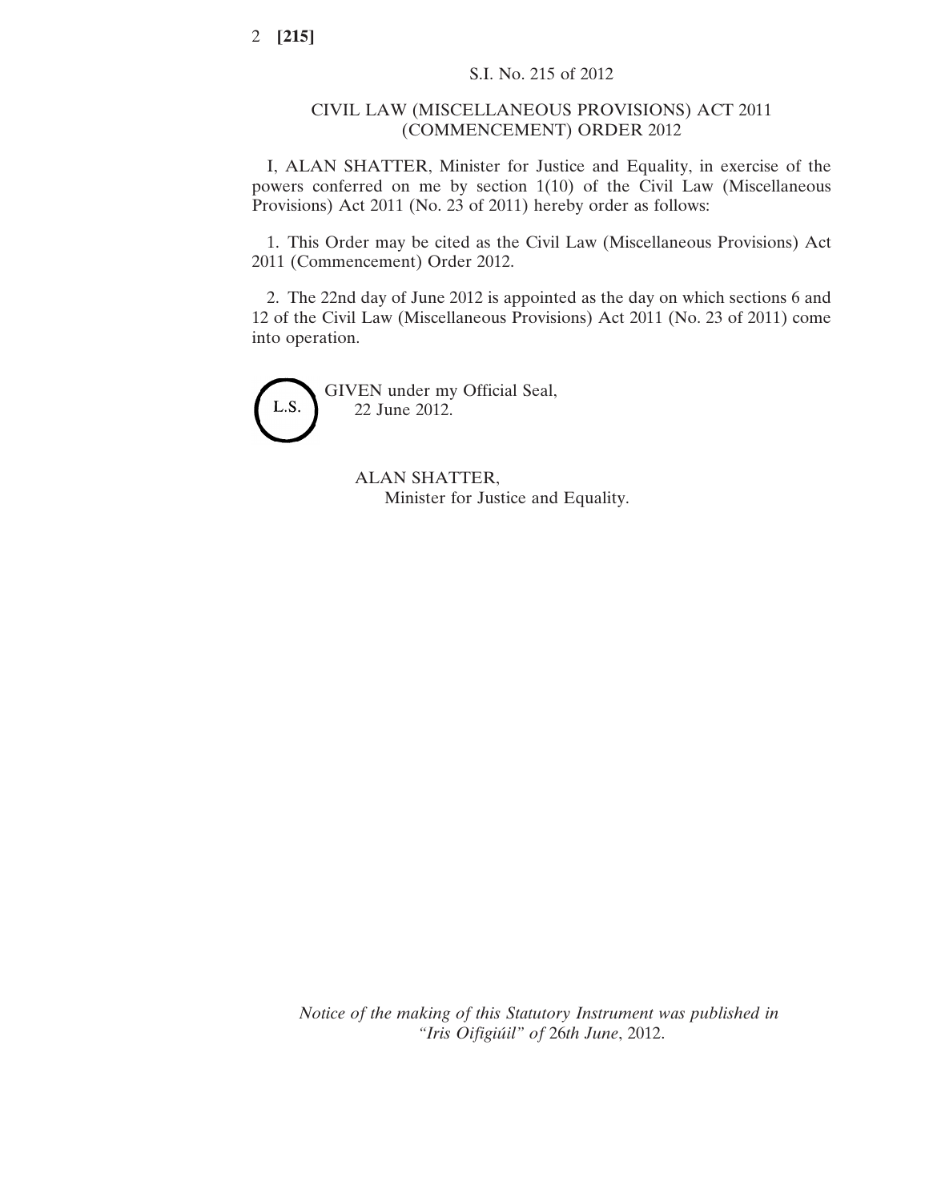S.I. No. 215 of 2012

## CIVIL LAW (MISCELLANEOUS PROVISIONS) ACT 2011 (COMMENCEMENT) ORDER 2012

I, ALAN SHATTER, Minister for Justice and Equality, in exercise of the powers conferred on me by section 1(10) of the Civil Law (Miscellaneous Provisions) Act 2011 (No. 23 of 2011) hereby order as follows:

1. This Order may be cited as the Civil Law (Miscellaneous Provisions) Act 2011 (Commencement) Order 2012.

2. The 22nd day of June 2012 is appointed as the day on which sections 6 and 12 of the Civil Law (Miscellaneous Provisions) Act 2011 (No. 23 of 2011) come into operation.

L.S.

GIVEN under my Official Seal,
22 June 2012.

ALAN SHATTER,
Minister for Justice and Equality.

*Notice of the making of this Statutory Instrument was published in "Iris Oifigiúil" of 26th June, 2012.*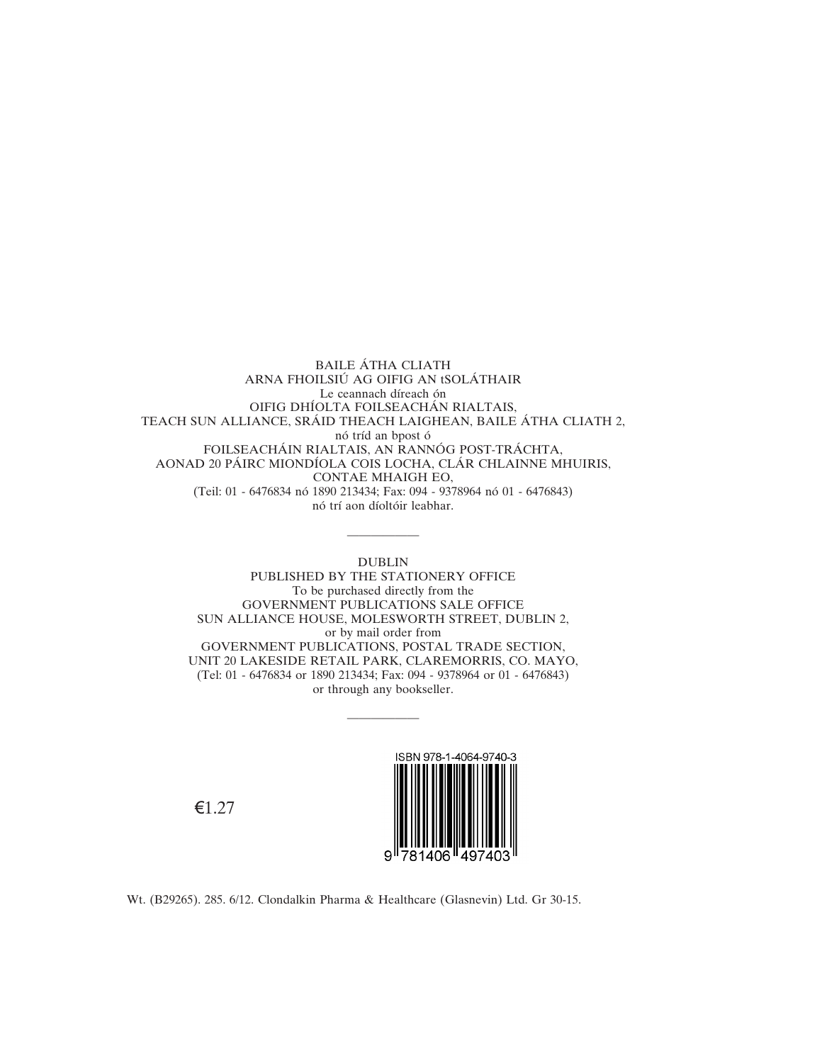BAILE ÁTHA CLIATH
ARNA FHOILSIÚ AG OIFIG AN tSOLÁTHAIR
Le ceannach díreach ón
OIFIG DHÍOLTA FOILSEACHÁN RIALTAIS,
TEACH SUN ALLIANCE, SRÁID THEACH LAIGHEAN, BAILE ÁTHA CLIATH 2,
nó tríd an bpost ó
FOILSEACHÁIN RIALTAIS, AN RANNÓG POST-TRÁCHTA,
AONAD 20 PÁIRC MIONDÍOLA COIS LOCHA, CLÁR CHLAINNE MHUIRIS,
CONTAE MHAIGH EO,
(Teil: 01 - 6476834 nó 1890 213434; Fax: 094 - 9378964 nó 01 - 6476843)
nó trí aon díoltóir leabhar.

---

DUBLIN
PUBLISHED BY THE STATIONERY OFFICE
To be purchased directly from the
GOVERNMENT PUBLICATIONS SALE OFFICE
SUN ALLIANCE HOUSE, MOLESWORTH STREET, DUBLIN 2,
or by mail order from
GOVERNMENT PUBLICATIONS, POSTAL TRADE SECTION,
UNIT 20 LAKESIDE RETAIL PARK, CLAREMORRIS, CO. MAYO,
(Tel: 01 - 6476834 or 1890 213434; Fax: 094 - 9378964 or 01 - 6476843)
or through any bookseller.

---

€1.27

ISBN 978-1-4064-9740-3

9 781406 497403

Wt. (B29265). 285. 6/12. Clondalkin Pharma & Healthcare (Glasnevin) Ltd. Gr 30-15.